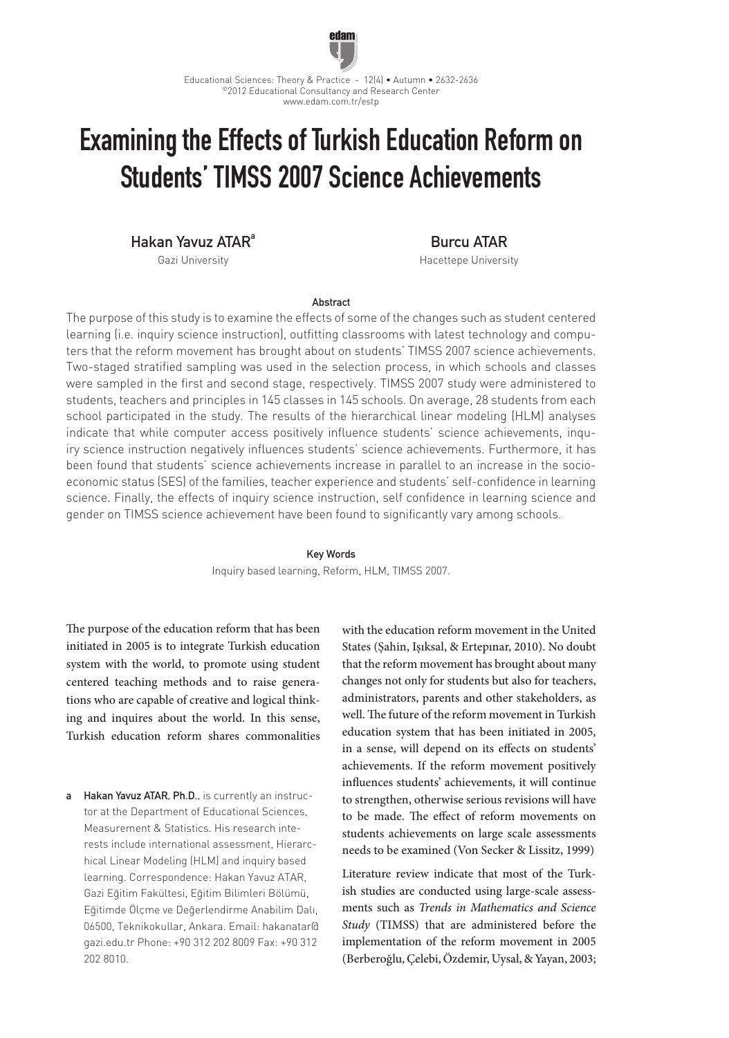# Examining the Effects of Turkish Education Reform on Students' TIMSS 2007 Science Achievements

**Hakan Yavuz ATAR**[a]
Gazi University

**Burcu ATAR**
Hacettepe University

### Abstract

The purpose of this study is to examine the effects of some of the changes such as student centered learning (i.e. inquiry science instruction), outfitting classrooms with latest technology and computers that the reform movement has brought about on students' TIMSS 2007 science achievements. Two-staged stratified sampling was used in the selection process, in which schools and classes were sampled in the first and second stage, respectively. TIMSS 2007 study were administered to students, teachers and principles in 145 classes in 145 schools. On average, 28 students from each school participated in the study. The results of the hierarchical linear modeling (HLM) analyses indicate that while computer access positively influence students' science achievements, inquiry science instruction negatively influences students' science achievements. Furthermore, it has been found that students' science achievements increase in parallel to an increase in the socio-economic status (SES) of the families, teacher experience and students' self-confidence in learning science. Finally, the effects of inquiry science instruction, self confidence in learning science and gender on TIMSS science achievement have been found to significantly vary among schools.

### Key Words

Inquiry based learning, Reform, HLM, TIMSS 2007.

The purpose of the education reform that has been initiated in 2005 is to integrate Turkish education system with the world, to promote using student centered teaching methods and to raise generations who are capable of creative and logical thinking and inquires about the world. In this sense, Turkish education reform shares commonalities with the education reform movement in the United States (Şahin, Işıksal, & Ertepınar, 2010). No doubt that the reform movement has brought about many changes not only for students but also for teachers, administrators, parents and other stakeholders, as well. The future of the reform movement in Turkish education system that has been initiated in 2005, in a sense, will depend on its effects on students' achievements. If the reform movement positively influences students' achievements, it will continue to strengthen, otherwise serious revisions will have to be made. The effect of reform movements on students achievements on large scale assessments needs to be examined (Von Secker & Lissitz, 1999)

Literature review indicate that most of the Turkish studies are conducted using large-scale assessments such as *Trends in Mathematics and Science Study* (TIMSS) that are administered before the implementation of the reform movement in 2005 (Berberoğlu, Çelebi, Özdemir, Uysal, & Yayan, 2003;

---

a **Hakan Yavuz ATAR, Ph.D.**, is currently an instructor at the Department of Educational Sciences, Measurement & Statistics. His research interests include international assessment, Hierarchical Linear Modeling (HLM) and inquiry based learning. Correspondence: Hakan Yavuz ATAR, Gazi Eğitim Fakültesi, Eğitim Bilimleri Bölümü, Eğitimde Ölçme ve Değerlendirme Anabilim Dalı, 06500, Teknikokullar, Ankara. Email: hakanatar@gazi.edu.tr Phone: +90 312 202 8009 Fax: +90 312 202 8010.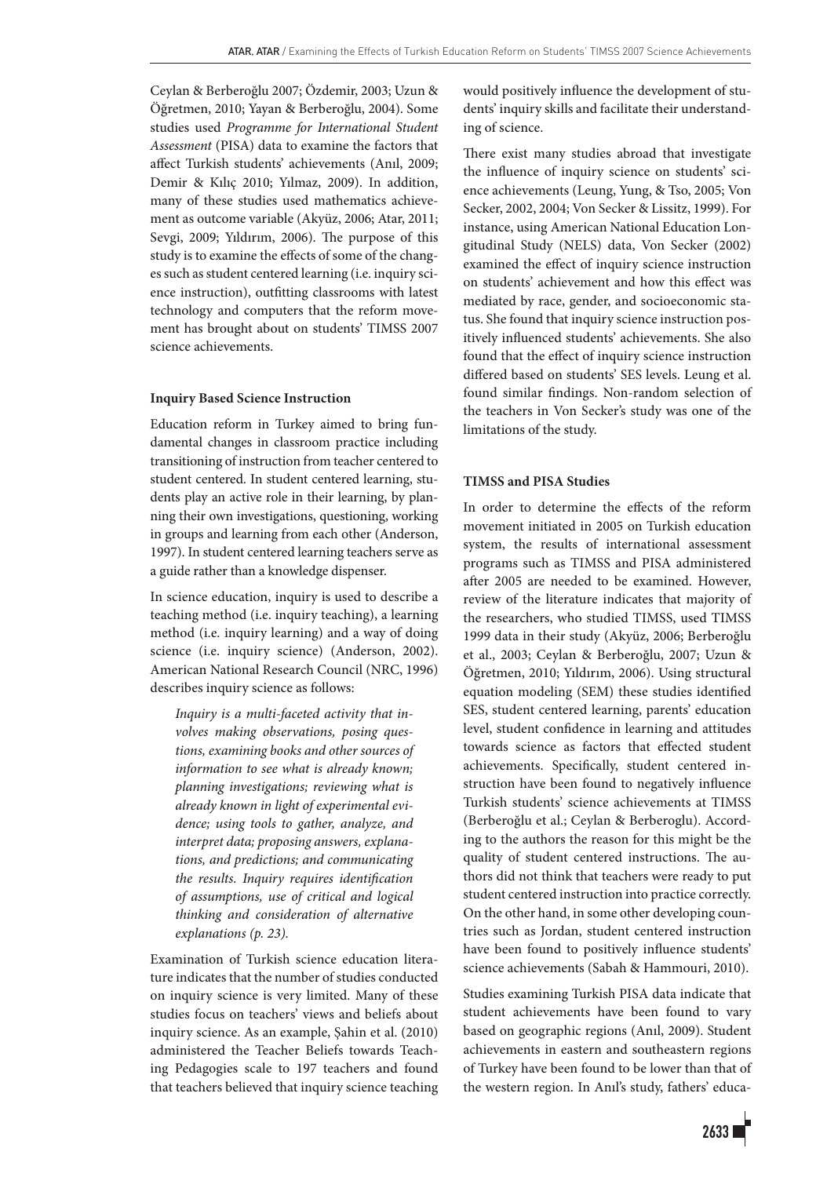Ceylan & Berberoğlu 2007; Özdemir, 2003; Uzun & Öğretmen, 2010; Yayan & Berberoğlu, 2004). Some studies used *Programme for International Student Assessment* (PISA) data to examine the factors that affect Turkish students' achievements (Anıl, 2009; Demir & Kılıç 2010; Yılmaz, 2009). In addition, many of these studies used mathematics achievement as outcome variable (Akyüz, 2006; Atar, 2011; Sevgi, 2009; Yıldırım, 2006). The purpose of this study is to examine the effects of some of the changes such as student centered learning (i.e. inquiry science instruction), outfitting classrooms with latest technology and computers that the reform movement has brought about on students' TIMSS 2007 science achievements.

**Inquiry Based Science Instruction**

Education reform in Turkey aimed to bring fundamental changes in classroom practice including transitioning of instruction from teacher centered to student centered. In student centered learning, students play an active role in their learning, by planning their own investigations, questioning, working in groups and learning from each other (Anderson, 1997). In student centered learning teachers serve as a guide rather than a knowledge dispenser.

In science education, inquiry is used to describe a teaching method (i.e. inquiry teaching), a learning method (i.e. inquiry learning) and a way of doing science (i.e. inquiry science) (Anderson, 2002). American National Research Council (NRC, 1996) describes inquiry science as follows:

> *Inquiry is a multi-faceted activity that involves making observations, posing questions, examining books and other sources of information to see what is already known; planning investigations; reviewing what is already known in light of experimental evidence; using tools to gather, analyze, and interpret data; proposing answers, explanations, and predictions; and communicating the results. Inquiry requires identification of assumptions, use of critical and logical thinking and consideration of alternative explanations (p. 23).*

Examination of Turkish science education literature indicates that the number of studies conducted on inquiry science is very limited. Many of these studies focus on teachers' views and beliefs about inquiry science. As an example, Şahin et al. (2010) administered the Teacher Beliefs towards Teaching Pedagogies scale to 197 teachers and found that teachers believed that inquiry science teaching would positively influence the development of students' inquiry skills and facilitate their understanding of science.

There exist many studies abroad that investigate the influence of inquiry science on students' science achievements (Leung, Yung, & Tso, 2005; Von Secker, 2002, 2004; Von Secker & Lissitz, 1999). For instance, using American National Education Longitudinal Study (NELS) data, Von Secker (2002) examined the effect of inquiry science instruction on students' achievement and how this effect was mediated by race, gender, and socioeconomic status. She found that inquiry science instruction positively influenced students' achievements. She also found that the effect of inquiry science instruction differed based on students' SES levels. Leung et al. found similar findings. Non-random selection of the teachers in Von Secker's study was one of the limitations of the study.

**TIMSS and PISA Studies**

In order to determine the effects of the reform movement initiated in 2005 on Turkish education system, the results of international assessment programs such as TIMSS and PISA administered after 2005 are needed to be examined. However, review of the literature indicates that majority of the researchers, who studied TIMSS, used TIMSS 1999 data in their study (Akyüz, 2006; Berberoğlu et al., 2003; Ceylan & Berberoğlu, 2007; Uzun & Öğretmen, 2010; Yıldırım, 2006). Using structural equation modeling (SEM) these studies identified SES, student centered learning, parents' education level, student confidence in learning and attitudes towards science as factors that effected student achievements. Specifically, student centered instruction have been found to negatively influence Turkish students' science achievements at TIMSS (Berberoğlu et al.; Ceylan & Berberoglu). According to the authors the reason for this might be the quality of student centered instructions. The authors did not think that teachers were ready to put student centered instruction into practice correctly. On the other hand, in some other developing countries such as Jordan, student centered instruction have been found to positively influence students' science achievements (Sabah & Hammouri, 2010).

Studies examining Turkish PISA data indicate that student achievements have been found to vary based on geographic regions (Anıl, 2009). Student achievements in eastern and southeastern regions of Turkey have been found to be lower than that of the western region. In Anıl's study, fathers' educa-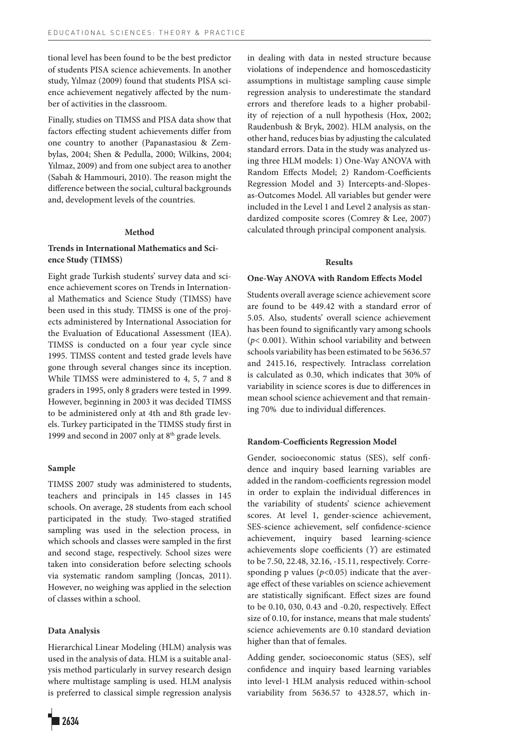tional level has been found to be the best predictor of students PISA science achievements. In another study, Yılmaz (2009) found that students PISA science achievement negatively affected by the number of activities in the classroom.

Finally, studies on TIMSS and PISA data show that factors effecting student achievements differ from one country to another (Papanastasiou & Zembylas, 2004; Shen & Pedulla, 2000; Wilkins, 2004; Yılmaz, 2009) and from one subject area to another (Sabah & Hammouri, 2010). The reason might the difference between the social, cultural backgrounds and, development levels of the countries.

## Method

### Trends in International Mathematics and Science Study (TIMSS)

Eight grade Turkish students' survey data and science achievement scores on Trends in International Mathematics and Science Study (TIMSS) have been used in this study. TIMSS is one of the projects administered by International Association for the Evaluation of Educational Assessment (IEA). TIMSS is conducted on a four year cycle since 1995. TIMSS content and tested grade levels have gone through several changes since its inception. While TIMSS were administered to 4, 5, 7 and 8 graders in 1995, only 8 graders were tested in 1999. However, beginning in 2003 it was decided TIMSS to be administered only at 4th and 8th grade levels. Turkey participated in the TIMSS study first in 1999 and second in 2007 only at 8th grade levels.

### Sample

TIMSS 2007 study was administered to students, teachers and principals in 145 classes in 145 schools. On average, 28 students from each school participated in the study. Two-staged stratified sampling was used in the selection process, in which schools and classes were sampled in the first and second stage, respectively. School sizes were taken into consideration before selecting schools via systematic random sampling (Joncas, 2011). However, no weighing was applied in the selection of classes within a school.

### Data Analysis

Hierarchical Linear Modeling (HLM) analysis was used in the analysis of data. HLM is a suitable analysis method particularly in survey research design where multistage sampling is used. HLM analysis is preferred to classical simple regression analysis in dealing with data in nested structure because violations of independence and homoscedasticity assumptions in multistage sampling cause simple regression analysis to underestimate the standard errors and therefore leads to a higher probability of rejection of a null hypothesis (Hox, 2002; Raudenbush & Bryk, 2002). HLM analysis, on the other hand, reduces bias by adjusting the calculated standard errors. Data in the study was analyzed using three HLM models: 1) One-Way ANOVA with Random Effects Model; 2) Random-Coefficients Regression Model and 3) Intercepts-and-Slopes-as-Outcomes Model. All variables but gender were included in the Level 1 and Level 2 analysis as standardized composite scores (Comrey & Lee, 2007) calculated through principal component analysis.

## Results

### One-Way ANOVA with Random Effects Model

Students overall average science achievement score are found to be 449.42 with a standard error of 5.05. Also, students' overall science achievement has been found to significantly vary among schools ($p < 0.001$). Within school variability and between schools variability has been estimated to be 5636.57 and 2415.16, respectively. Intraclass correlation is calculated as 0.30, which indicates that 30% of variability in science scores is due to differences in mean school science achievement and that remaining 70% due to individual differences.

### Random-Coefficients Regression Model

Gender, socioeconomic status (SES), self confidence and inquiry based learning variables are added in the random-coefficients regression model in order to explain the individual differences in the variability of students' science achievement scores. At level 1, gender-science achievement, SES-science achievement, self confidence-science achievement, inquiry based learning-science achievements slope coefficients ($\Upsilon$) are estimated to be 7.50, 22.48, 32.16, -15.11, respectively. Corresponding p values ($p<0.05$) indicate that the average effect of these variables on science achievement are statistically significant. Effect sizes are found to be 0.10, 030, 0.43 and -0.20, respectively. Effect size of 0.10, for instance, means that male students' science achievements are 0.10 standard deviation higher than that of females.

Adding gender, socioeconomic status (SES), self confidence and inquiry based learning variables into level-1 HLM analysis reduced within-school variability from 5636.57 to 4328.57, which in-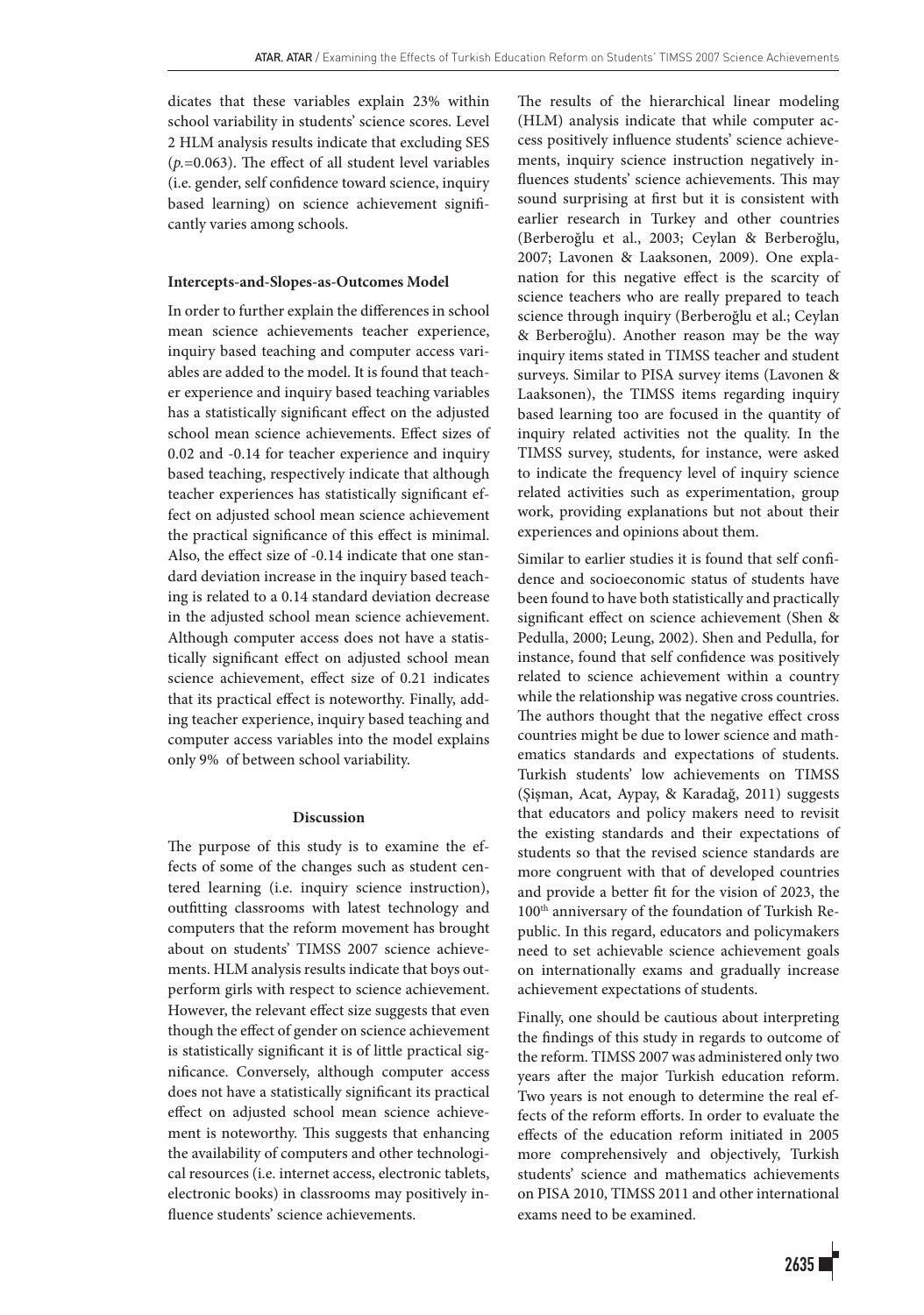dicates that these variables explain 23% within school variability in students' science scores. Level 2 HLM analysis results indicate that excluding SES (*p.*=0.063). The effect of all student level variables (i.e. gender, self confidence toward science, inquiry based learning) on science achievement significantly varies among schools.

**Intercepts-and-Slopes-as-Outcomes Model**

In order to further explain the differences in school mean science achievements teacher experience, inquiry based teaching and computer access variables are added to the model. It is found that teacher experience and inquiry based teaching variables has a statistically significant effect on the adjusted school mean science achievements. Effect sizes of 0.02 and -0.14 for teacher experience and inquiry based teaching, respectively indicate that although teacher experiences has statistically significant effect on adjusted school mean science achievement the practical significance of this effect is minimal. Also, the effect size of -0.14 indicate that one standard deviation increase in the inquiry based teaching is related to a 0.14 standard deviation decrease in the adjusted school mean science achievement. Although computer access does not have a statistically significant effect on adjusted school mean science achievement, effect size of 0.21 indicates that its practical effect is noteworthy. Finally, adding teacher experience, inquiry based teaching and computer access variables into the model explains only 9% of between school variability.

## Discussion

The purpose of this study is to examine the effects of some of the changes such as student centered learning (i.e. inquiry science instruction), outfitting classrooms with latest technology and computers that the reform movement has brought about on students' TIMSS 2007 science achievements. HLM analysis results indicate that boys outperform girls with respect to science achievement. However, the relevant effect size suggests that even though the effect of gender on science achievement is statistically significant it is of little practical significance. Conversely, although computer access does not have a statistically significant its practical effect on adjusted school mean science achievement is noteworthy. This suggests that enhancing the availability of computers and other technological resources (i.e. internet access, electronic tablets, electronic books) in classrooms may positively influence students' science achievements.

The results of the hierarchical linear modeling (HLM) analysis indicate that while computer access positively influence students' science achievements, inquiry science instruction negatively influences students' science achievements. This may sound surprising at first but it is consistent with earlier research in Turkey and other countries (Berberoğlu et al., 2003; Ceylan & Berberoğlu, 2007; Lavonen & Laaksonen, 2009). One explanation for this negative effect is the scarcity of science teachers who are really prepared to teach science through inquiry (Berberoğlu et al.; Ceylan & Berberoğlu). Another reason may be the way inquiry items stated in TIMSS teacher and student surveys. Similar to PISA survey items (Lavonen & Laaksonen), the TIMSS items regarding inquiry based learning too are focused in the quantity of inquiry related activities not the quality. In the TIMSS survey, students, for instance, were asked to indicate the frequency level of inquiry science related activities such as experimentation, group work, providing explanations but not about their experiences and opinions about them.

Similar to earlier studies it is found that self confidence and socioeconomic status of students have been found to have both statistically and practically significant effect on science achievement (Shen & Pedulla, 2000; Leung, 2002). Shen and Pedulla, for instance, found that self confidence was positively related to science achievement within a country while the relationship was negative cross countries. The authors thought that the negative effect cross countries might be due to lower science and mathematics standards and expectations of students. Turkish students' low achievements on TIMSS (Şişman, Acat, Aypay, & Karadağ, 2011) suggests that educators and policy makers need to revisit the existing standards and their expectations of students so that the revised science standards are more congruent with that of developed countries and provide a better fit for the vision of 2023, the 100th anniversary of the foundation of Turkish Republic. In this regard, educators and policymakers need to set achievable science achievement goals on internationally exams and gradually increase achievement expectations of students.

Finally, one should be cautious about interpreting the findings of this study in regards to outcome of the reform. TIMSS 2007 was administered only two years after the major Turkish education reform. Two years is not enough to determine the real effects of the reform efforts. In order to evaluate the effects of the education reform initiated in 2005 more comprehensively and objectively, Turkish students' science and mathematics achievements on PISA 2010, TIMSS 2011 and other international exams need to be examined.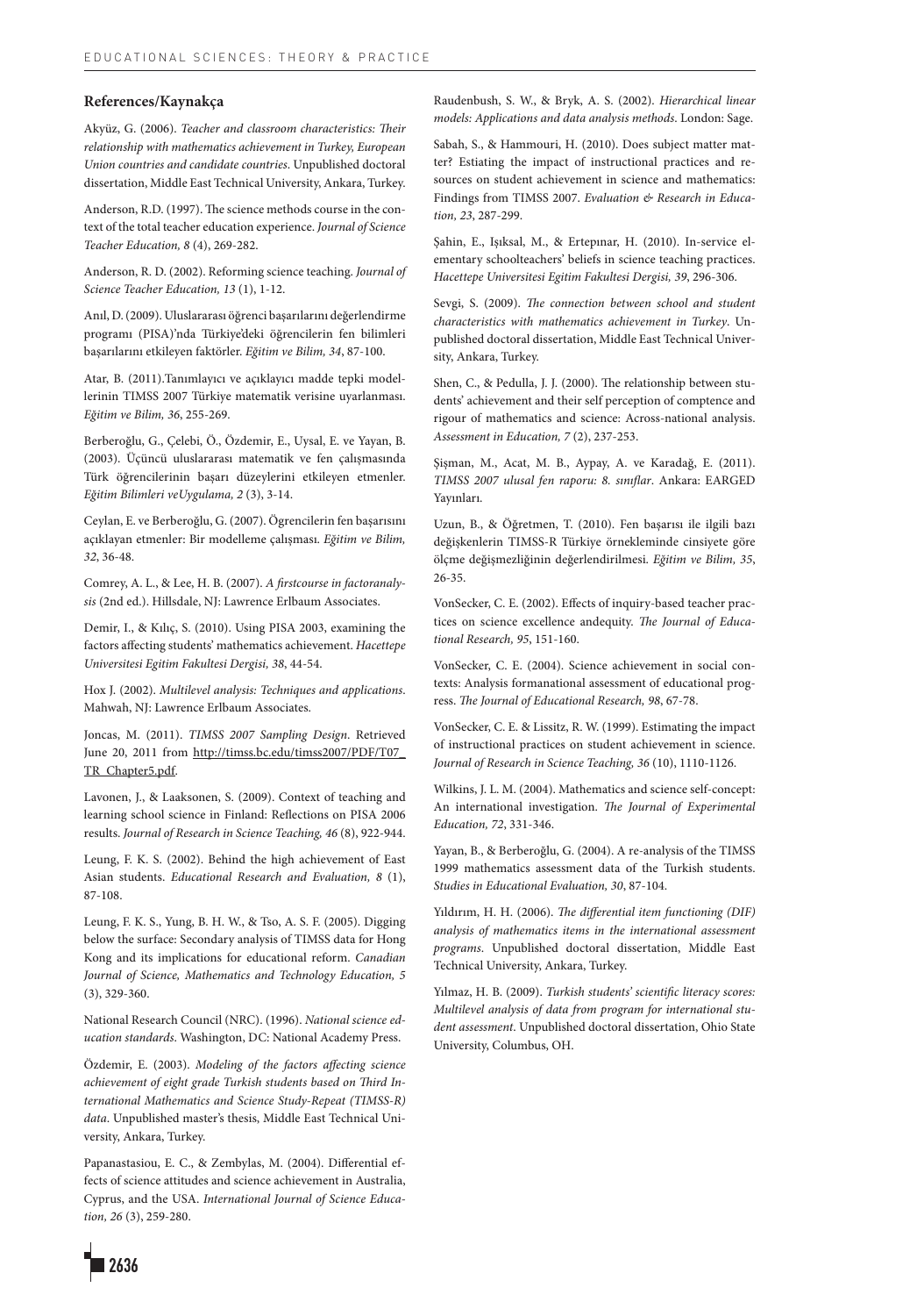### References/Kaynakça

Akyüz, G. (2006). *Teacher and classroom characteristics: Their relationship with mathematics achievement in Turkey, European Union countries and candidate countries*. Unpublished doctoral dissertation, Middle East Technical University, Ankara, Turkey.

Anderson, R.D. (1997). The science methods course in the context of the total teacher education experience. *Journal of Science Teacher Education, 8* (4), 269-282.

Anderson, R. D. (2002). Reforming science teaching. *Journal of Science Teacher Education, 13* (1), 1-12.

Anıl, D. (2009). Uluslararası öğrenci başarılarını değerlendirme programı (PISA)'nda Türkiye'deki öğrencilerin fen bilimleri başarılarını etkileyen faktörler. *Eğitim ve Bilim, 34*, 87-100.

Atar, B. (2011).Tanımlayıcı ve açıklayıcı madde tepki modellerinin TIMSS 2007 Türkiye matematik verisine uyarlanması. *Eğitim ve Bilim, 36*, 255-269.

Berberoğlu, G., Çelebi, Ö., Özdemir, E., Uysal, E. ve Yayan, B. (2003). Üçüncü uluslararası matematik ve fen çalışmasında Türk öğrencilerinin başarı düzeylerini etkileyen etmenler. *Eğitim Bilimleri veUygulama, 2* (3), 3-14.

Ceylan, E. ve Berberoğlu, G. (2007). Ögrencilerin fen başarısını açıklayan etmenler: Bir modelleme çalışması. *Eğitim ve Bilim, 32*, 36-48.

Comrey, A. L., & Lee, H. B. (2007). *A firstcourse in factoranalysis* (2nd ed.). Hillsdale, NJ: Lawrence Erlbaum Associates.

Demir, I., & Kılıç, S. (2010). Using PISA 2003, examining the factors affecting students' mathematics achievement. *Hacettepe Universitesi Egitim Fakultesi Dergisi, 38*, 44-54.

Hox J. (2002). *Multilevel analysis: Techniques and applications*. Mahwah, NJ: Lawrence Erlbaum Associates.

Joncas, M. (2011). *TIMSS 2007 Sampling Design*. Retrieved June 20, 2011 from http://timss.bc.edu/timss2007/PDF/T07_TR_Chapter5.pdf.

Lavonen, J., & Laaksonen, S. (2009). Context of teaching and learning school science in Finland: Reflections on PISA 2006 results. *Journal of Research in Science Teaching, 46* (8), 922-944.

Leung, F. K. S. (2002). Behind the high achievement of East Asian students. *Educational Research and Evaluation, 8* (1), 87-108.

Leung, F. K. S., Yung, B. H. W., & Tso, A. S. F. (2005). Digging below the surface: Secondary analysis of TIMSS data for Hong Kong and its implications for educational reform. *Canadian Journal of Science, Mathematics and Technology Education, 5* (3), 329-360.

National Research Council (NRC). (1996). *National science education standards*. Washington, DC: National Academy Press.

Özdemir, E. (2003). *Modeling of the factors affecting science achievement of eight grade Turkish students based on Third International Mathematics and Science Study-Repeat (TIMSS-R) data*. Unpublished master's thesis, Middle East Technical University, Ankara, Turkey.

Papanastasiou, E. C., & Zembylas, M. (2004). Differential effects of science attitudes and science achievement in Australia, Cyprus, and the USA. *International Journal of Science Education, 26* (3), 259-280.

Raudenbush, S. W., & Bryk, A. S. (2002). *Hierarchical linear models: Applications and data analysis methods*. London: Sage.

Sabah, S., & Hammouri, H. (2010). Does subject matter matter? Estiating the impact of instructional practices and resources on student achievement in science and mathematics: Findings from TIMSS 2007. *Evaluation & Research in Education, 23*, 287-299.

Şahin, E., Işıksal, M., & Ertepınar, H. (2010). In-service elementary schoolteachers' beliefs in science teaching practices. *Hacettepe Universitesi Egitim Fakultesi Dergisi, 39*, 296-306.

Sevgi, S. (2009). *The connection between school and student characteristics with mathematics achievement in Turkey*. Unpublished doctoral dissertation, Middle East Technical University, Ankara, Turkey.

Shen, C., & Pedulla, J. J. (2000). The relationship between students' achievement and their self perception of comptence and rigour of mathematics and science: Across-national analysis. *Assessment in Education, 7* (2), 237-253.

Şişman, M., Acat, M. B., Aypay, A. ve Karadağ, E. (2011). *TIMSS 2007 ulusal fen raporu: 8. sınıflar*. Ankara: EARGED Yayınları.

Uzun, B., & Öğretmen, T. (2010). Fen başarısı ile ilgili bazı değişkenlerin TIMSS-R Türkiye örnekleminde cinsiyete göre ölçme değişmezliğinin değerlendirilmesi. *Eğitim ve Bilim, 35*, 26-35.

VonSecker, C. E. (2002). Effects of inquiry-based teacher practices on science excellence andequity. *The Journal of Educational Research, 95*, 151-160.

VonSecker, C. E. (2004). Science achievement in social contexts: Analysis formanational assessment of educational progress. *The Journal of Educational Research, 98*, 67-78.

VonSecker, C. E. & Lissitz, R. W. (1999). Estimating the impact of instructional practices on student achievement in science. *Journal of Research in Science Teaching, 36* (10), 1110-1126.

Wilkins, J. L. M. (2004). Mathematics and science self-concept: An international investigation. *The Journal of Experimental Education, 72*, 331-346.

Yayan, B., & Berberoğlu, G. (2004). A re-analysis of the TIMSS 1999 mathematics assessment data of the Turkish students. *Studies in Educational Evaluation, 30*, 87-104.

Yıldırım, H. H. (2006). *The differential item functioning (DIF) analysis of mathematics items in the international assessment programs*. Unpublished doctoral dissertation, Middle East Technical University, Ankara, Turkey.

Yılmaz, H. B. (2009). *Turkish students' scientific literacy scores: Multilevel analysis of data from program for international student assessment*. Unpublished doctoral dissertation, Ohio State University, Columbus, OH.